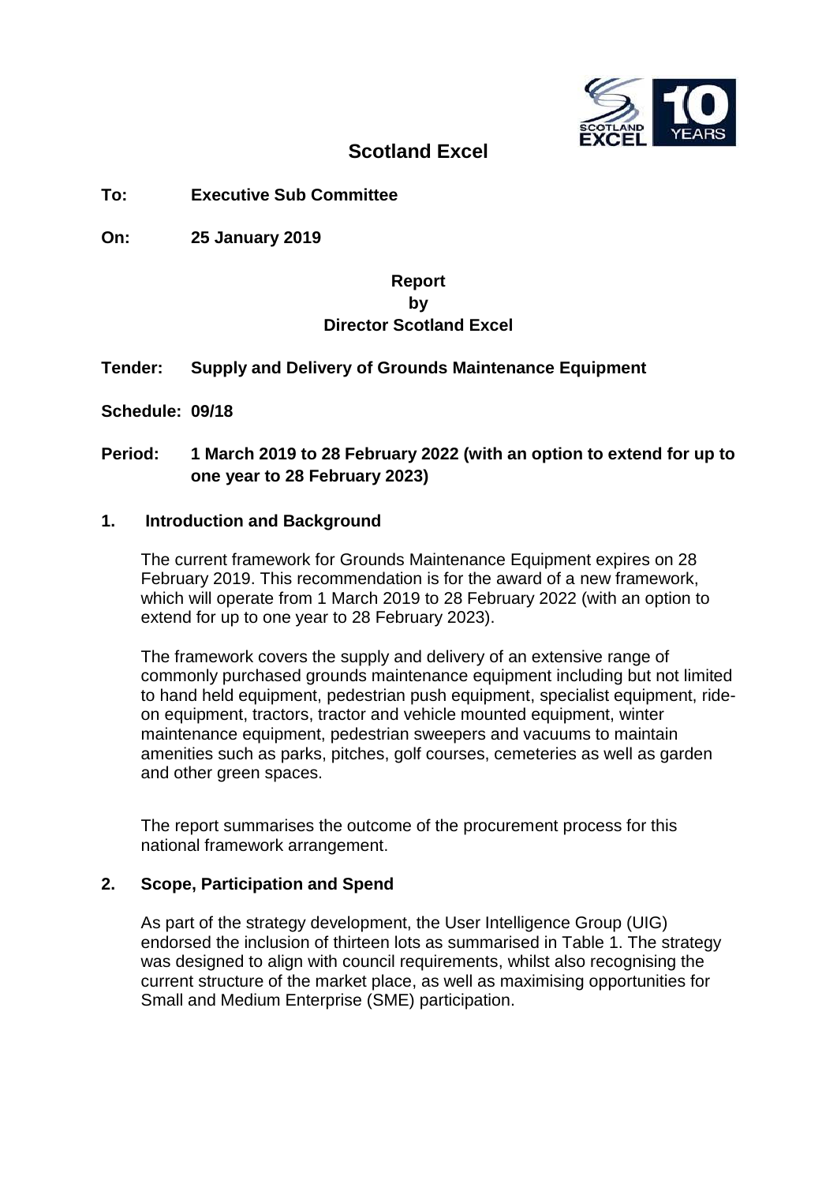# Scotland Excel

**To:** **Executive Sub Committee**

**On:** **25 January 2019**

**Report**
**by**
**Director Scotland Excel**

**Tender:** **Supply and Delivery of Grounds Maintenance Equipment**

**Schedule:** **09/18**

**Period:** **1 March 2019 to 28 February 2022 (with an option to extend for up to one year to 28 February 2023)**

## 1. Introduction and Background

The current framework for Grounds Maintenance Equipment expires on 28 February 2019. This recommendation is for the award of a new framework, which will operate from 1 March 2019 to 28 February 2022 (with an option to extend for up to one year to 28 February 2023).

The framework covers the supply and delivery of an extensive range of commonly purchased grounds maintenance equipment including but not limited to hand held equipment, pedestrian push equipment, specialist equipment, ride-on equipment, tractors, tractor and vehicle mounted equipment, winter maintenance equipment, pedestrian sweepers and vacuums to maintain amenities such as parks, pitches, golf courses, cemeteries as well as garden and other green spaces.

The report summarises the outcome of the procurement process for this national framework arrangement.

## 2. Scope, Participation and Spend

As part of the strategy development, the User Intelligence Group (UIG) endorsed the inclusion of thirteen lots as summarised in Table 1. The strategy was designed to align with council requirements, whilst also recognising the current structure of the market place, as well as maximising opportunities for Small and Medium Enterprise (SME) participation.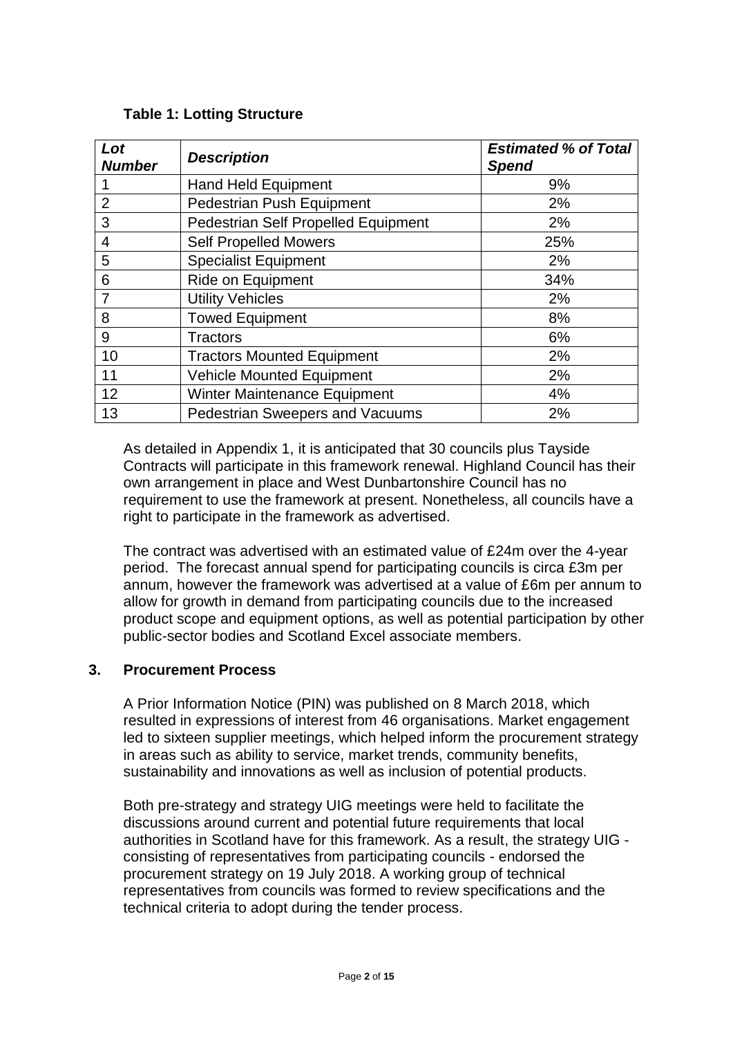**Table 1: Lotting Structure**

| *Lot Number* | *Description* | *Estimated % of Total Spend* |
|---|---|---|
| 1 | Hand Held Equipment | 9% |
| 2 | Pedestrian Push Equipment | 2% |
| 3 | Pedestrian Self Propelled Equipment | 2% |
| 4 | Self Propelled Mowers | 25% |
| 5 | Specialist Equipment | 2% |
| 6 | Ride on Equipment | 34% |
| 7 | Utility Vehicles | 2% |
| 8 | Towed Equipment | 8% |
| 9 | Tractors | 6% |
| 10 | Tractors Mounted Equipment | 2% |
| 11 | Vehicle Mounted Equipment | 2% |
| 12 | Winter Maintenance Equipment | 4% |
| 13 | Pedestrian Sweepers and Vacuums | 2% |

As detailed in Appendix 1, it is anticipated that 30 councils plus Tayside Contracts will participate in this framework renewal. Highland Council has their own arrangement in place and West Dunbartonshire Council has no requirement to use the framework at present. Nonetheless, all councils have a right to participate in the framework as advertised.

The contract was advertised with an estimated value of £24m over the 4-year period. The forecast annual spend for participating councils is circa £3m per annum, however the framework was advertised at a value of £6m per annum to allow for growth in demand from participating councils due to the increased product scope and equipment options, as well as potential participation by other public-sector bodies and Scotland Excel associate members.

## 3. Procurement Process

A Prior Information Notice (PIN) was published on 8 March 2018, which resulted in expressions of interest from 46 organisations. Market engagement led to sixteen supplier meetings, which helped inform the procurement strategy in areas such as ability to service, market trends, community benefits, sustainability and innovations as well as inclusion of potential products.

Both pre-strategy and strategy UIG meetings were held to facilitate the discussions around current and potential future requirements that local authorities in Scotland have for this framework. As a result, the strategy UIG - consisting of representatives from participating councils - endorsed the procurement strategy on 19 July 2018. A working group of technical representatives from councils was formed to review specifications and the technical criteria to adopt during the tender process.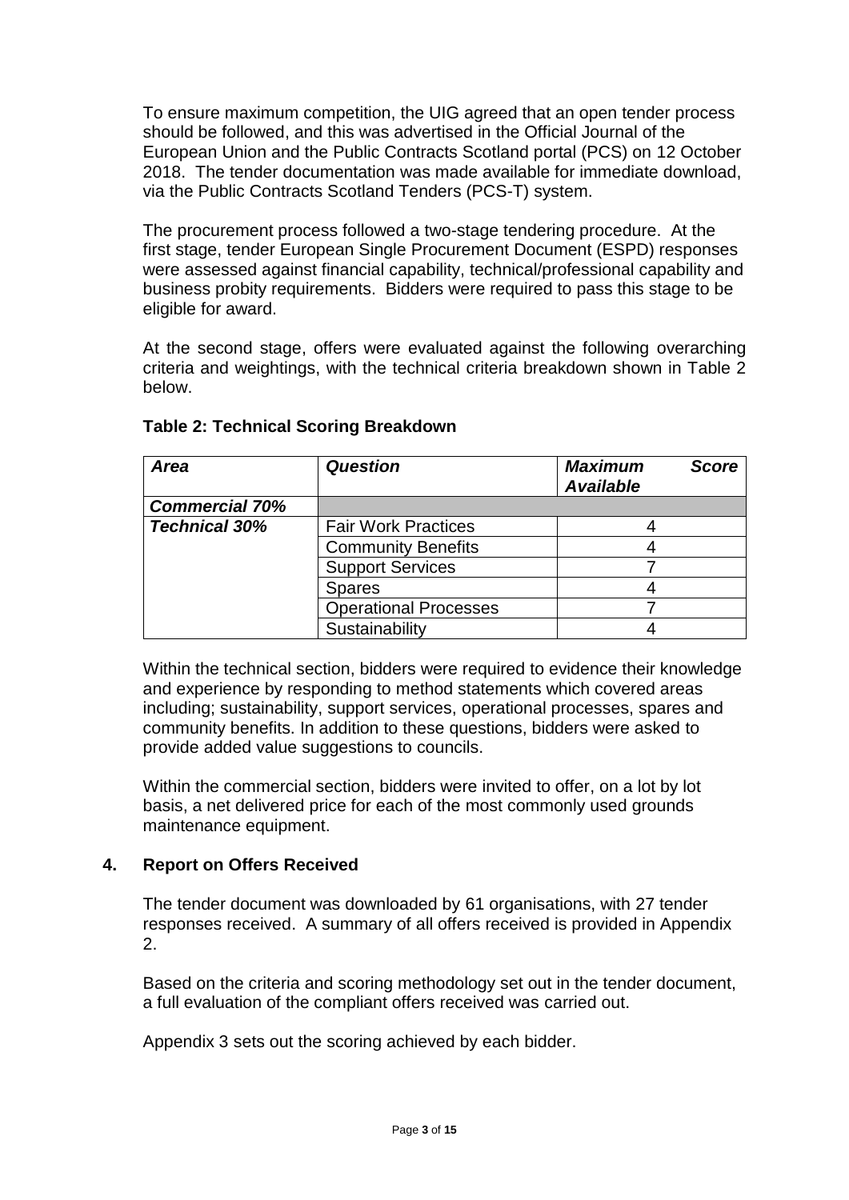To ensure maximum competition, the UIG agreed that an open tender process should be followed, and this was advertised in the Official Journal of the European Union and the Public Contracts Scotland portal (PCS) on 12 October 2018. The tender documentation was made available for immediate download, via the Public Contracts Scotland Tenders (PCS-T) system.

The procurement process followed a two-stage tendering procedure. At the first stage, tender European Single Procurement Document (ESPD) responses were assessed against financial capability, technical/professional capability and business probity requirements. Bidders were required to pass this stage to be eligible for award.

At the second stage, offers were evaluated against the following overarching criteria and weightings, with the technical criteria breakdown shown in Table 2 below.

**Table 2: Technical Scoring Breakdown**

| *Area* | *Question* | *Maximum Score Available* |
|---|---|---|
| ***Commercial 70%*** | | |
| ***Technical 30%*** | Fair Work Practices | 4 |
| | Community Benefits | 4 |
| | Support Services | 7 |
| | Spares | 4 |
| | Operational Processes | 7 |
| | Sustainability | 4 |

Within the technical section, bidders were required to evidence their knowledge and experience by responding to method statements which covered areas including; sustainability, support services, operational processes, spares and community benefits. In addition to these questions, bidders were asked to provide added value suggestions to councils.

Within the commercial section, bidders were invited to offer, on a lot by lot basis, a net delivered price for each of the most commonly used grounds maintenance equipment.

## 4. Report on Offers Received

The tender document was downloaded by 61 organisations, with 27 tender responses received. A summary of all offers received is provided in Appendix 2.

Based on the criteria and scoring methodology set out in the tender document, a full evaluation of the compliant offers received was carried out.

Appendix 3 sets out the scoring achieved by each bidder.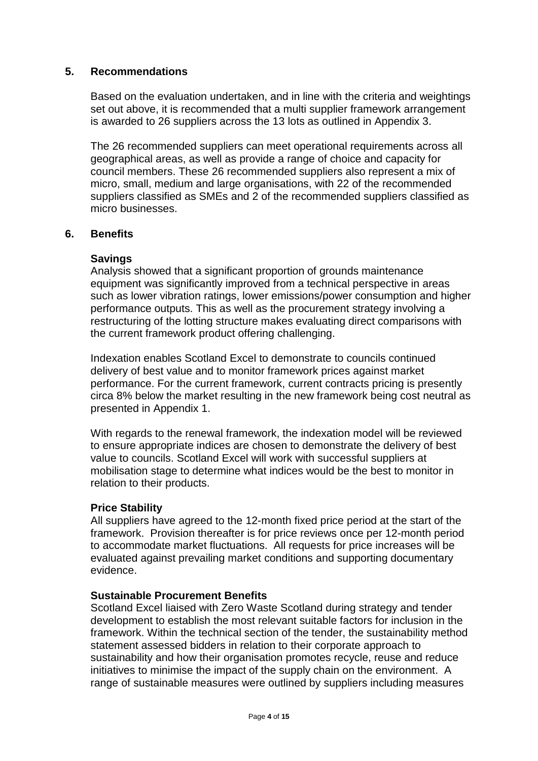## 5. Recommendations

Based on the evaluation undertaken, and in line with the criteria and weightings set out above, it is recommended that a multi supplier framework arrangement is awarded to 26 suppliers across the 13 lots as outlined in Appendix 3.

The 26 recommended suppliers can meet operational requirements across all geographical areas, as well as provide a range of choice and capacity for council members. These 26 recommended suppliers also represent a mix of micro, small, medium and large organisations, with 22 of the recommended suppliers classified as SMEs and 2 of the recommended suppliers classified as micro businesses.

## 6. Benefits

### Savings

Analysis showed that a significant proportion of grounds maintenance equipment was significantly improved from a technical perspective in areas such as lower vibration ratings, lower emissions/power consumption and higher performance outputs. This as well as the procurement strategy involving a restructuring of the lotting structure makes evaluating direct comparisons with the current framework product offering challenging.

Indexation enables Scotland Excel to demonstrate to councils continued delivery of best value and to monitor framework prices against market performance. For the current framework, current contracts pricing is presently circa 8% below the market resulting in the new framework being cost neutral as presented in Appendix 1.

With regards to the renewal framework, the indexation model will be reviewed to ensure appropriate indices are chosen to demonstrate the delivery of best value to councils. Scotland Excel will work with successful suppliers at mobilisation stage to determine what indices would be the best to monitor in relation to their products.

### Price Stability

All suppliers have agreed to the 12-month fixed price period at the start of the framework. Provision thereafter is for price reviews once per 12-month period to accommodate market fluctuations. All requests for price increases will be evaluated against prevailing market conditions and supporting documentary evidence.

### Sustainable Procurement Benefits

Scotland Excel liaised with Zero Waste Scotland during strategy and tender development to establish the most relevant suitable factors for inclusion in the framework. Within the technical section of the tender, the sustainability method statement assessed bidders in relation to their corporate approach to sustainability and how their organisation promotes recycle, reuse and reduce initiatives to minimise the impact of the supply chain on the environment. A range of sustainable measures were outlined by suppliers including measures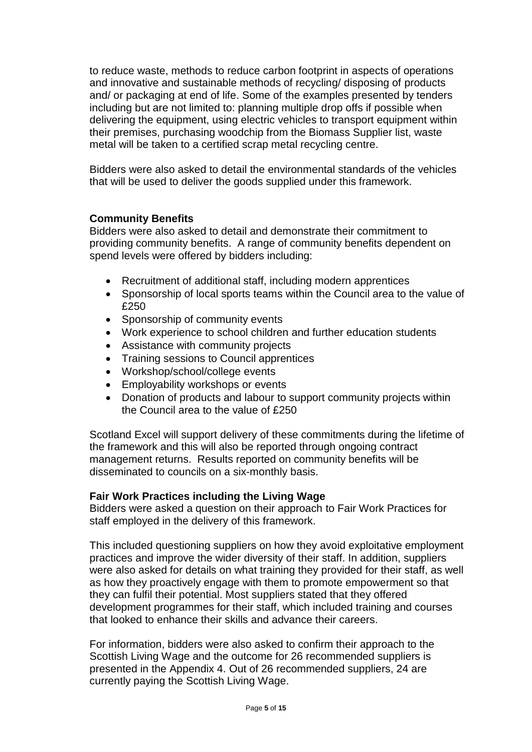to reduce waste, methods to reduce carbon footprint in aspects of operations and innovative and sustainable methods of recycling/ disposing of products and/ or packaging at end of life. Some of the examples presented by tenders including but are not limited to: planning multiple drop offs if possible when delivering the equipment, using electric vehicles to transport equipment within their premises, purchasing woodchip from the Biomass Supplier list, waste metal will be taken to a certified scrap metal recycling centre.

Bidders were also asked to detail the environmental standards of the vehicles that will be used to deliver the goods supplied under this framework.

**Community Benefits**

Bidders were also asked to detail and demonstrate their commitment to providing community benefits. A range of community benefits dependent on spend levels were offered by bidders including:

- Recruitment of additional staff, including modern apprentices
- Sponsorship of local sports teams within the Council area to the value of £250
- Sponsorship of community events
- Work experience to school children and further education students
- Assistance with community projects
- Training sessions to Council apprentices
- Workshop/school/college events
- Employability workshops or events
- Donation of products and labour to support community projects within the Council area to the value of £250

Scotland Excel will support delivery of these commitments during the lifetime of the framework and this will also be reported through ongoing contract management returns. Results reported on community benefits will be disseminated to councils on a six-monthly basis.

**Fair Work Practices including the Living Wage**

Bidders were asked a question on their approach to Fair Work Practices for staff employed in the delivery of this framework.

This included questioning suppliers on how they avoid exploitative employment practices and improve the wider diversity of their staff. In addition, suppliers were also asked for details on what training they provided for their staff, as well as how they proactively engage with them to promote empowerment so that they can fulfil their potential. Most suppliers stated that they offered development programmes for their staff, which included training and courses that looked to enhance their skills and advance their careers.

For information, bidders were also asked to confirm their approach to the Scottish Living Wage and the outcome for 26 recommended suppliers is presented in the Appendix 4. Out of 26 recommended suppliers, 24 are currently paying the Scottish Living Wage.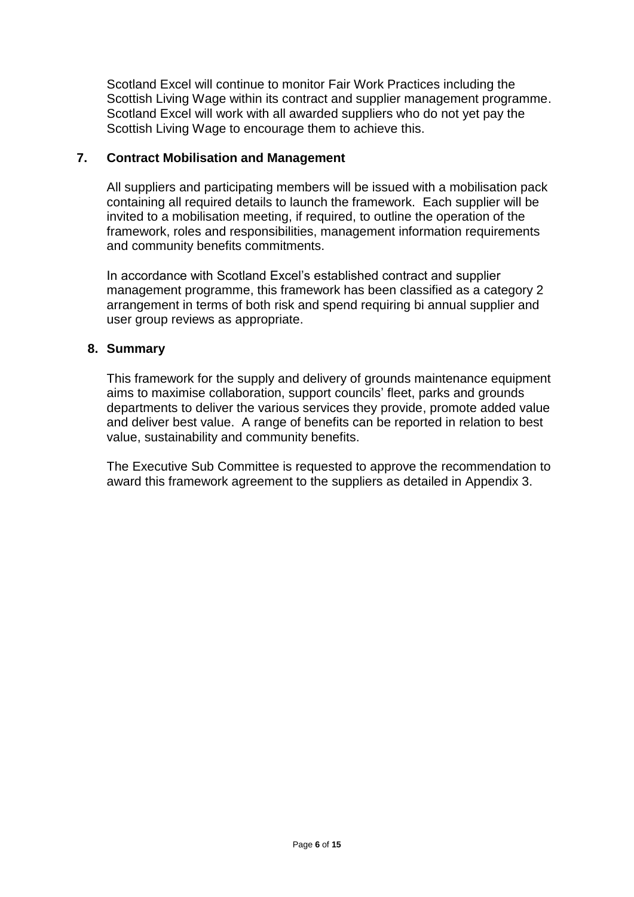Scotland Excel will continue to monitor Fair Work Practices including the Scottish Living Wage within its contract and supplier management programme. Scotland Excel will work with all awarded suppliers who do not yet pay the Scottish Living Wage to encourage them to achieve this.

## 7. Contract Mobilisation and Management

All suppliers and participating members will be issued with a mobilisation pack containing all required details to launch the framework. Each supplier will be invited to a mobilisation meeting, if required, to outline the operation of the framework, roles and responsibilities, management information requirements and community benefits commitments.

In accordance with Scotland Excel's established contract and supplier management programme, this framework has been classified as a category 2 arrangement in terms of both risk and spend requiring bi annual supplier and user group reviews as appropriate.

## 8. Summary

This framework for the supply and delivery of grounds maintenance equipment aims to maximise collaboration, support councils' fleet, parks and grounds departments to deliver the various services they provide, promote added value and deliver best value. A range of benefits can be reported in relation to best value, sustainability and community benefits.

The Executive Sub Committee is requested to approve the recommendation to award this framework agreement to the suppliers as detailed in Appendix 3.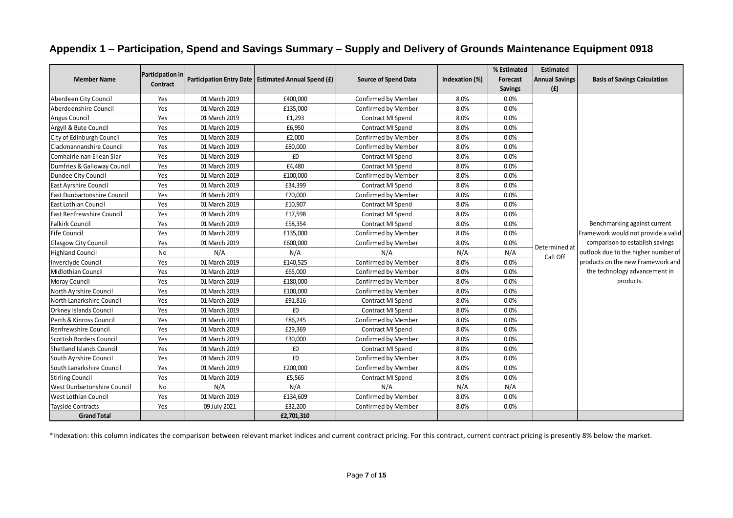# Appendix 1 – Participation, Spend and Savings Summary – Supply and Delivery of Grounds Maintenance Equipment 0918

| Member Name | Participation in Contract | Participation Entry Date | Estimated Annual Spend (£) | Source of Spend Data | Indexation (%) | % Estimated Forecast Savings | Estimated Annual Savings (£) | Basis of Savings Calculation |
|---|---|---|---|---|---|---|---|---|
| Aberdeen City Council | Yes | 01 March 2019 | £400,000 | Confirmed by Member | 8.0% | 0.0% | Determined at Call Off | Benchmarking against current Framework would not provide a valid comparison to establish savings outlook due to the higher number of products on the new Framework and the technology advancement in products. |
| Aberdeenshire Council | Yes | 01 March 2019 | £135,000 | Confirmed by Member | 8.0% | 0.0% | | |
| Angus Council | Yes | 01 March 2019 | £1,293 | Contract MI Spend | 8.0% | 0.0% | | |
| Argyll & Bute Council | Yes | 01 March 2019 | £6,950 | Contract MI Spend | 8.0% | 0.0% | | |
| City of Edinburgh Council | Yes | 01 March 2019 | £2,000 | Confirmed by Member | 8.0% | 0.0% | | |
| Clackmannanshire Council | Yes | 01 March 2019 | £80,000 | Confirmed by Member | 8.0% | 0.0% | | |
| Comhairle nan Eilean Siar | Yes | 01 March 2019 | £0 | Contract MI Spend | 8.0% | 0.0% | | |
| Dumfries & Galloway Council | Yes | 01 March 2019 | £4,480 | Contract MI Spend | 8.0% | 0.0% | | |
| Dundee City Council | Yes | 01 March 2019 | £100,000 | Confirmed by Member | 8.0% | 0.0% | | |
| East Ayrshire Council | Yes | 01 March 2019 | £34,399 | Contract MI Spend | 8.0% | 0.0% | | |
| East Dunbartonshire Council | Yes | 01 March 2019 | £20,000 | Confirmed by Member | 8.0% | 0.0% | | |
| East Lothian Council | Yes | 01 March 2019 | £10,907 | Contract MI Spend | 8.0% | 0.0% | | |
| East Renfrewshire Council | Yes | 01 March 2019 | £17,598 | Contract MI Spend | 8.0% | 0.0% | | |
| Falkirk Council | Yes | 01 March 2019 | £58,354 | Contract MI Spend | 8.0% | 0.0% | | |
| Fife Council | Yes | 01 March 2019 | £135,000 | Confirmed by Member | 8.0% | 0.0% | | |
| Glasgow City Council | Yes | 01 March 2019 | £600,000 | Confirmed by Member | 8.0% | 0.0% | | |
| Highland Council | No | N/A | N/A | N/A | N/A | N/A | | |
| Inverclyde Council | Yes | 01 March 2019 | £140,525 | Confirmed by Member | 8.0% | 0.0% | | |
| Midlothian Council | Yes | 01 March 2019 | £65,000 | Confirmed by Member | 8.0% | 0.0% | | |
| Moray Council | Yes | 01 March 2019 | £180,000 | Confirmed by Member | 8.0% | 0.0% | | |
| North Ayrshire Council | Yes | 01 March 2019 | £100,000 | Confirmed by Member | 8.0% | 0.0% | | |
| North Lanarkshire Council | Yes | 01 March 2019 | £91,816 | Contract MI Spend | 8.0% | 0.0% | | |
| Orkney Islands Council | Yes | 01 March 2019 | £0 | Contract MI Spend | 8.0% | 0.0% | | |
| Perth & Kinross Council | Yes | 01 March 2019 | £86,245 | Confirmed by Member | 8.0% | 0.0% | | |
| Renfrewshire Council | Yes | 01 March 2019 | £29,369 | Contract MI Spend | 8.0% | 0.0% | | |
| Scottish Borders Council | Yes | 01 March 2019 | £30,000 | Confirmed by Member | 8.0% | 0.0% | | |
| Shetland Islands Council | Yes | 01 March 2019 | £0 | Contract MI Spend | 8.0% | 0.0% | | |
| South Ayrshire Council | Yes | 01 March 2019 | £0 | Confirmed by Member | 8.0% | 0.0% | | |
| South Lanarkshire Council | Yes | 01 March 2019 | £200,000 | Confirmed by Member | 8.0% | 0.0% | | |
| Stirling Council | Yes | 01 March 2019 | £5,565 | Contract MI Spend | 8.0% | 0.0% | | |
| West Dunbartonshire Council | No | N/A | N/A | N/A | N/A | N/A | | |
| West Lothian Council | Yes | 01 March 2019 | £134,609 | Confirmed by Member | 8.0% | 0.0% | | |
| Tayside Contracts | Yes | 09 July 2021 | £32,200 | Confirmed by Member | 8.0% | 0.0% | | |
| **Grand Total** | | | **£2,701,310** | | | | | |

*Indexation: this column indicates the comparison between relevant market indices and current contract pricing. For this contract, current contract pricing is presently 8% below the market.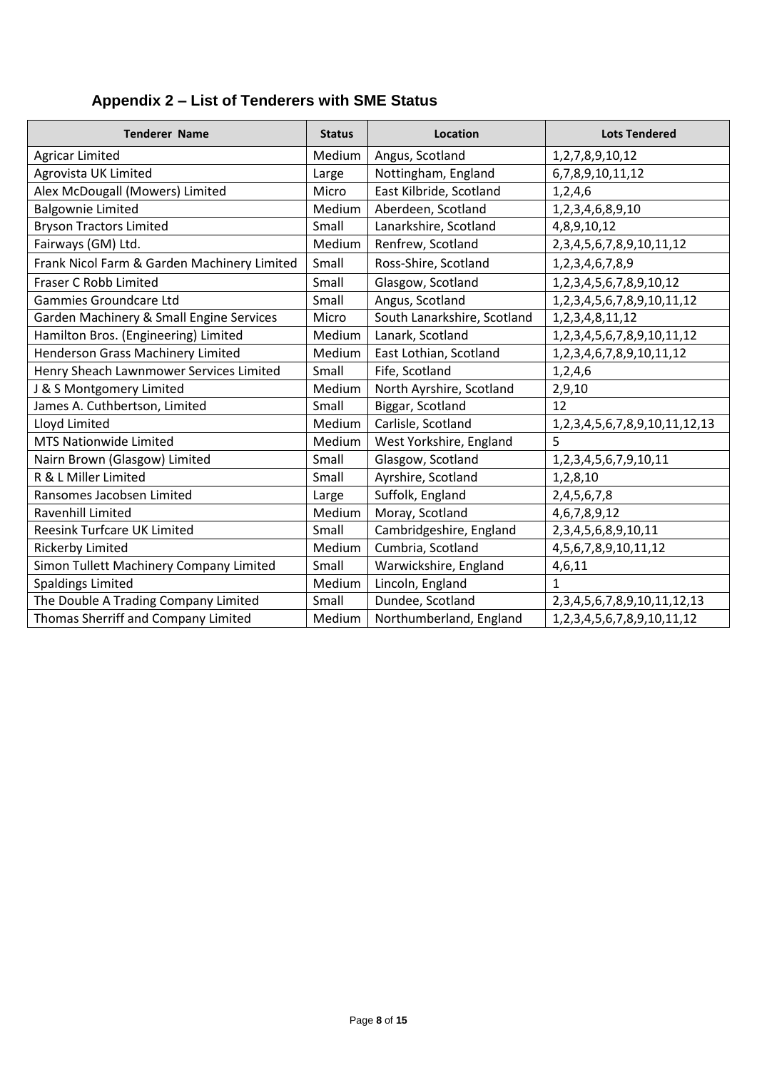## Appendix 2 – List of Tenderers with SME Status

| Tenderer Name | Status | Location | Lots Tendered |
|---|---|---|---|
| Agricar Limited | Medium | Angus, Scotland | 1,2,7,8,9,10,12 |
| Agrovista UK Limited | Large | Nottingham, England | 6,7,8,9,10,11,12 |
| Alex McDougall (Mowers) Limited | Micro | East Kilbride, Scotland | 1,2,4,6 |
| Balgownie Limited | Medium | Aberdeen, Scotland | 1,2,3,4,6,8,9,10 |
| Bryson Tractors Limited | Small | Lanarkshire, Scotland | 4,8,9,10,12 |
| Fairways (GM) Ltd. | Medium | Renfrew, Scotland | 2,3,4,5,6,7,8,9,10,11,12 |
| Frank Nicol Farm & Garden Machinery Limited | Small | Ross-Shire, Scotland | 1,2,3,4,6,7,8,9 |
| Fraser C Robb Limited | Small | Glasgow, Scotland | 1,2,3,4,5,6,7,8,9,10,12 |
| Gammies Groundcare Ltd | Small | Angus, Scotland | 1,2,3,4,5,6,7,8,9,10,11,12 |
| Garden Machinery & Small Engine Services | Micro | South Lanarkshire, Scotland | 1,2,3,4,8,11,12 |
| Hamilton Bros. (Engineering) Limited | Medium | Lanark, Scotland | 1,2,3,4,5,6,7,8,9,10,11,12 |
| Henderson Grass Machinery Limited | Medium | East Lothian, Scotland | 1,2,3,4,6,7,8,9,10,11,12 |
| Henry Sheach Lawnmower Services Limited | Small | Fife, Scotland | 1,2,4,6 |
| J & S Montgomery Limited | Medium | North Ayrshire, Scotland | 2,9,10 |
| James A. Cuthbertson, Limited | Small | Biggar, Scotland | 12 |
| Lloyd Limited | Medium | Carlisle, Scotland | 1,2,3,4,5,6,7,8,9,10,11,12,13 |
| MTS Nationwide Limited | Medium | West Yorkshire, England | 5 |
| Nairn Brown (Glasgow) Limited | Small | Glasgow, Scotland | 1,2,3,4,5,6,7,9,10,11 |
| R & L Miller Limited | Small | Ayrshire, Scotland | 1,2,8,10 |
| Ransomes Jacobsen Limited | Large | Suffolk, England | 2,4,5,6,7,8 |
| Ravenhill Limited | Medium | Moray, Scotland | 4,6,7,8,9,12 |
| Reesink Turfcare UK Limited | Small | Cambridgeshire, England | 2,3,4,5,6,8,9,10,11 |
| Rickerby Limited | Medium | Cumbria, Scotland | 4,5,6,7,8,9,10,11,12 |
| Simon Tullett Machinery Company Limited | Small | Warwickshire, England | 4,6,11 |
| Spaldings Limited | Medium | Lincoln, England | 1 |
| The Double A Trading Company Limited | Small | Dundee, Scotland | 2,3,4,5,6,7,8,9,10,11,12,13 |
| Thomas Sherriff and Company Limited | Medium | Northumberland, England | 1,2,3,4,5,6,7,8,9,10,11,12 |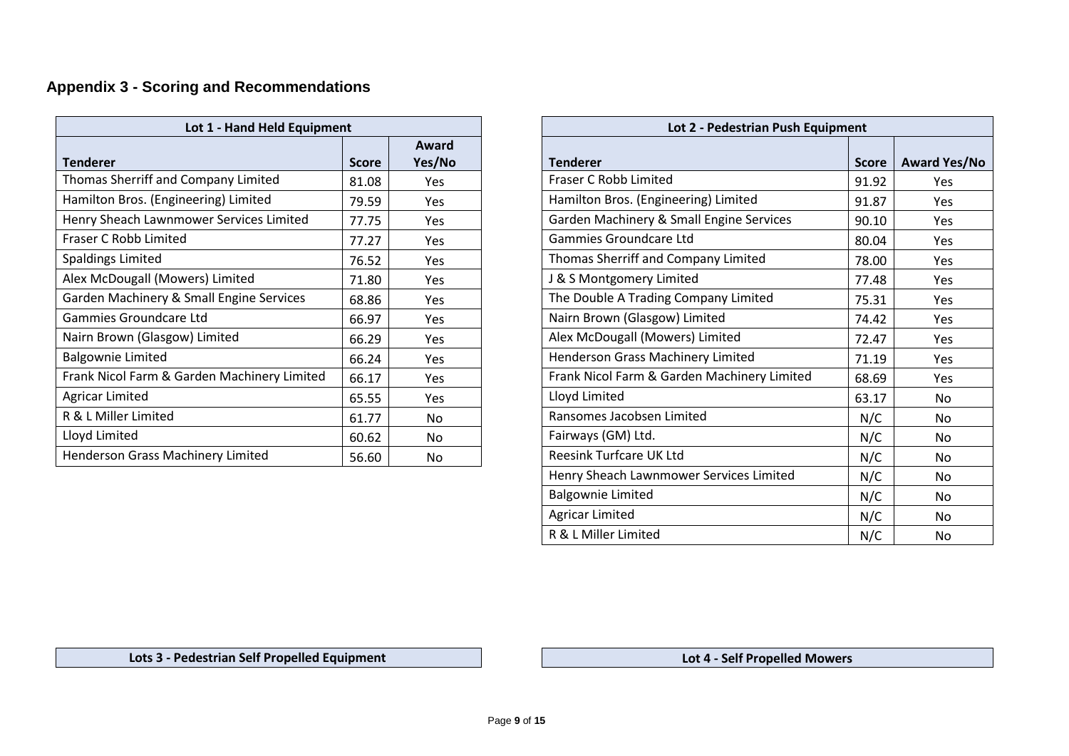## Appendix 3 - Scoring and Recommendations

| Lot 1 - Hand Held Equipment | | |
|---|---|---|
| **Tenderer** | **Score** | **Award Yes/No** |
| Thomas Sherriff and Company Limited | 81.08 | Yes |
| Hamilton Bros. (Engineering) Limited | 79.59 | Yes |
| Henry Sheach Lawnmower Services Limited | 77.75 | Yes |
| Fraser C Robb Limited | 77.27 | Yes |
| Spaldings Limited | 76.52 | Yes |
| Alex McDougall (Mowers) Limited | 71.80 | Yes |
| Garden Machinery & Small Engine Services | 68.86 | Yes |
| Gammies Groundcare Ltd | 66.97 | Yes |
| Nairn Brown (Glasgow) Limited | 66.29 | Yes |
| Balgownie Limited | 66.24 | Yes |
| Frank Nicol Farm & Garden Machinery Limited | 66.17 | Yes |
| Agricar Limited | 65.55 | Yes |
| R & L Miller Limited | 61.77 | No |
| Lloyd Limited | 60.62 | No |
| Henderson Grass Machinery Limited | 56.60 | No |

| Lot 2 - Pedestrian Push Equipment | | |
|---|---|---|
| **Tenderer** | **Score** | **Award Yes/No** |
| Fraser C Robb Limited | 91.92 | Yes |
| Hamilton Bros. (Engineering) Limited | 91.87 | Yes |
| Garden Machinery & Small Engine Services | 90.10 | Yes |
| Gammies Groundcare Ltd | 80.04 | Yes |
| Thomas Sherriff and Company Limited | 78.00 | Yes |
| J & S Montgomery Limited | 77.48 | Yes |
| The Double A Trading Company Limited | 75.31 | Yes |
| Nairn Brown (Glasgow) Limited | 74.42 | Yes |
| Alex McDougall (Mowers) Limited | 72.47 | Yes |
| Henderson Grass Machinery Limited | 71.19 | Yes |
| Frank Nicol Farm & Garden Machinery Limited | 68.69 | Yes |
| Lloyd Limited | 63.17 | No |
| Ransomes Jacobsen Limited | N/C | No |
| Fairways (GM) Ltd. | N/C | No |
| Reesink Turfcare UK Ltd | N/C | No |
| Henry Sheach Lawnmower Services Limited | N/C | No |
| Balgownie Limited | N/C | No |
| Agricar Limited | N/C | No |
| R & L Miller Limited | N/C | No |

**Lots 3 - Pedestrian Self Propelled Equipment**

**Lot 4 - Self Propelled Mowers**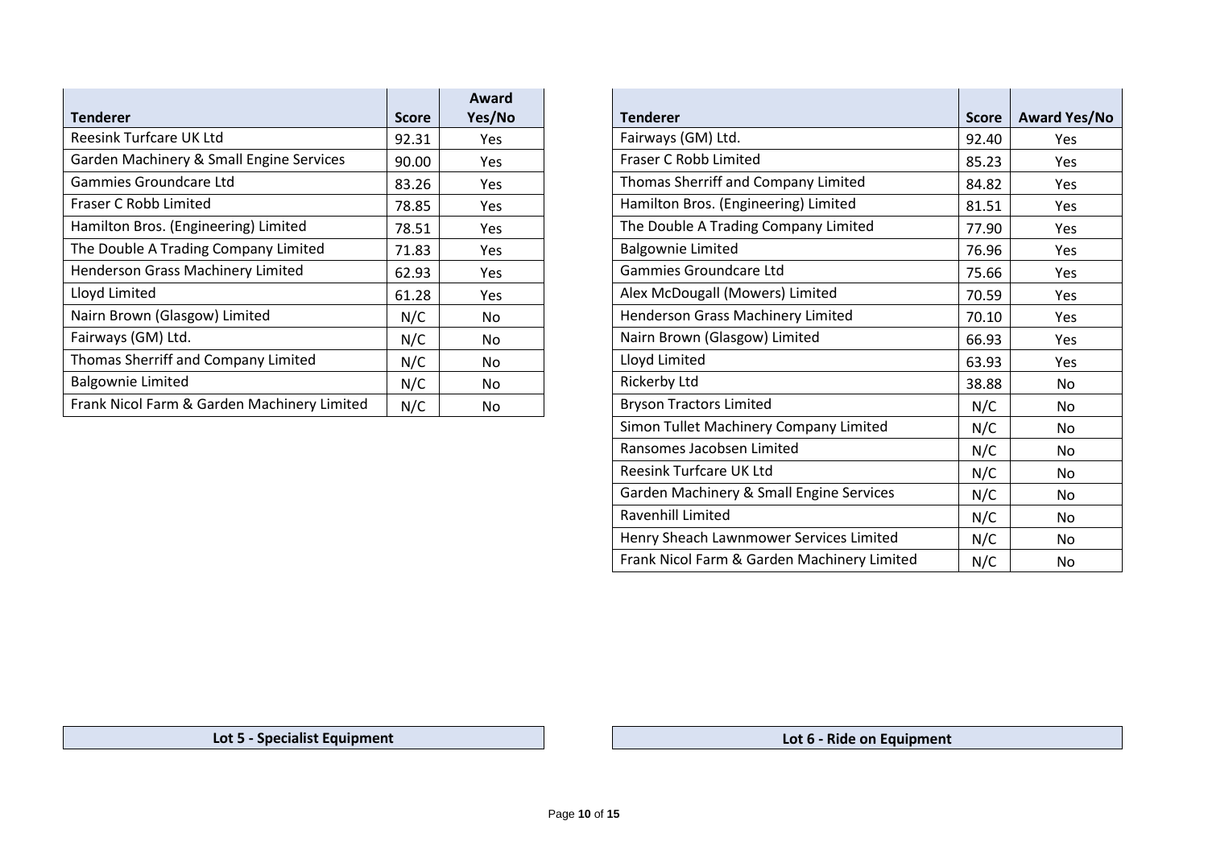| Tenderer | Score | Award Yes/No |
|---|---|---|
| Reesink Turfcare UK Ltd | 92.31 | Yes |
| Garden Machinery & Small Engine Services | 90.00 | Yes |
| Gammies Groundcare Ltd | 83.26 | Yes |
| Fraser C Robb Limited | 78.85 | Yes |
| Hamilton Bros. (Engineering) Limited | 78.51 | Yes |
| The Double A Trading Company Limited | 71.83 | Yes |
| Henderson Grass Machinery Limited | 62.93 | Yes |
| Lloyd Limited | 61.28 | Yes |
| Nairn Brown (Glasgow) Limited | N/C | No |
| Fairways (GM) Ltd. | N/C | No |
| Thomas Sherriff and Company Limited | N/C | No |
| Balgownie Limited | N/C | No |
| Frank Nicol Farm & Garden Machinery Limited | N/C | No |

| Tenderer | Score | Award Yes/No |
|---|---|---|
| Fairways (GM) Ltd. | 92.40 | Yes |
| Fraser C Robb Limited | 85.23 | Yes |
| Thomas Sherriff and Company Limited | 84.82 | Yes |
| Hamilton Bros. (Engineering) Limited | 81.51 | Yes |
| The Double A Trading Company Limited | 77.90 | Yes |
| Balgownie Limited | 76.96 | Yes |
| Gammies Groundcare Ltd | 75.66 | Yes |
| Alex McDougall (Mowers) Limited | 70.59 | Yes |
| Henderson Grass Machinery Limited | 70.10 | Yes |
| Nairn Brown (Glasgow) Limited | 66.93 | Yes |
| Lloyd Limited | 63.93 | Yes |
| Rickerby Ltd | 38.88 | No |
| Bryson Tractors Limited | N/C | No |
| Simon Tullet Machinery Company Limited | N/C | No |
| Ransomes Jacobsen Limited | N/C | No |
| Reesink Turfcare UK Ltd | N/C | No |
| Garden Machinery & Small Engine Services | N/C | No |
| Ravenhill Limited | N/C | No |
| Henry Sheach Lawnmower Services Limited | N/C | No |
| Frank Nicol Farm & Garden Machinery Limited | N/C | No |

**Lot 5 - Specialist Equipment**

**Lot 6 - Ride on Equipment**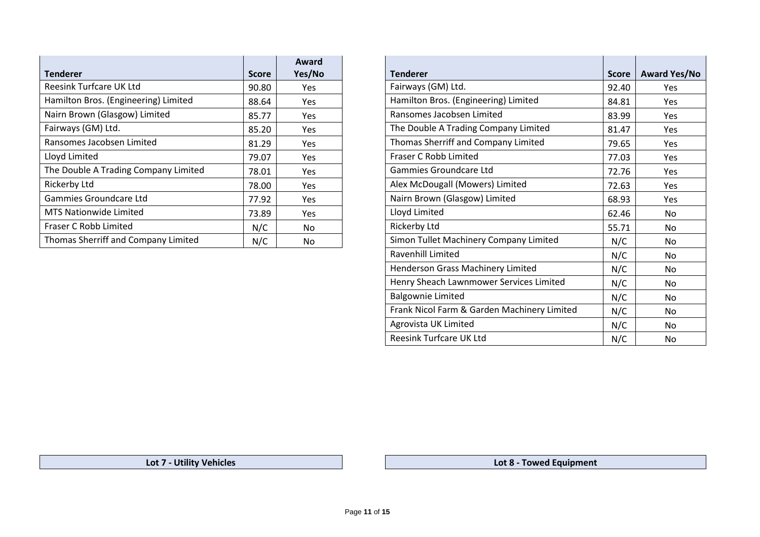| Tenderer | Score | Award Yes/No |
|---|---|---|
| Reesink Turfcare UK Ltd | 90.80 | Yes |
| Hamilton Bros. (Engineering) Limited | 88.64 | Yes |
| Nairn Brown (Glasgow) Limited | 85.77 | Yes |
| Fairways (GM) Ltd. | 85.20 | Yes |
| Ransomes Jacobsen Limited | 81.29 | Yes |
| Lloyd Limited | 79.07 | Yes |
| The Double A Trading Company Limited | 78.01 | Yes |
| Rickerby Ltd | 78.00 | Yes |
| Gammies Groundcare Ltd | 77.92 | Yes |
| MTS Nationwide Limited | 73.89 | Yes |
| Fraser C Robb Limited | N/C | No |
| Thomas Sherriff and Company Limited | N/C | No |

| Tenderer | Score | Award Yes/No |
|---|---|---|
| Fairways (GM) Ltd. | 92.40 | Yes |
| Hamilton Bros. (Engineering) Limited | 84.81 | Yes |
| Ransomes Jacobsen Limited | 83.99 | Yes |
| The Double A Trading Company Limited | 81.47 | Yes |
| Thomas Sherriff and Company Limited | 79.65 | Yes |
| Fraser C Robb Limited | 77.03 | Yes |
| Gammies Groundcare Ltd | 72.76 | Yes |
| Alex McDougall (Mowers) Limited | 72.63 | Yes |
| Nairn Brown (Glasgow) Limited | 68.93 | Yes |
| Lloyd Limited | 62.46 | No |
| Rickerby Ltd | 55.71 | No |
| Simon Tullet Machinery Company Limited | N/C | No |
| Ravenhill Limited | N/C | No |
| Henderson Grass Machinery Limited | N/C | No |
| Henry Sheach Lawnmower Services Limited | N/C | No |
| Balgownie Limited | N/C | No |
| Frank Nicol Farm & Garden Machinery Limited | N/C | No |
| Agrovista UK Limited | N/C | No |
| Reesink Turfcare UK Ltd | N/C | No |

**Lot 7 - Utility Vehicles**

**Lot 8 - Towed Equipment**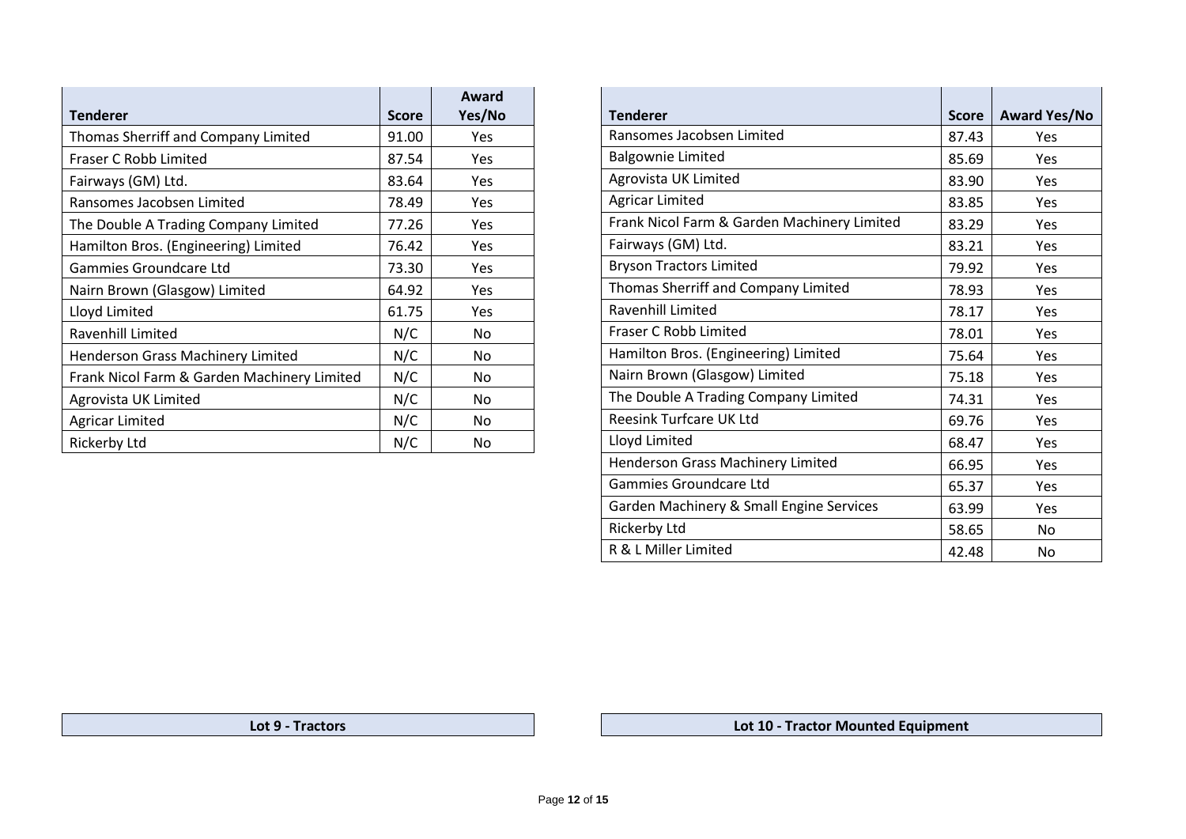| Tenderer | Score | Award Yes/No |
|---|---|---|
| Thomas Sherriff and Company Limited | 91.00 | Yes |
| Fraser C Robb Limited | 87.54 | Yes |
| Fairways (GM) Ltd. | 83.64 | Yes |
| Ransomes Jacobsen Limited | 78.49 | Yes |
| The Double A Trading Company Limited | 77.26 | Yes |
| Hamilton Bros. (Engineering) Limited | 76.42 | Yes |
| Gammies Groundcare Ltd | 73.30 | Yes |
| Nairn Brown (Glasgow) Limited | 64.92 | Yes |
| Lloyd Limited | 61.75 | Yes |
| Ravenhill Limited | N/C | No |
| Henderson Grass Machinery Limited | N/C | No |
| Frank Nicol Farm & Garden Machinery Limited | N/C | No |
| Agrovista UK Limited | N/C | No |
| Agricar Limited | N/C | No |
| Rickerby Ltd | N/C | No |

| Tenderer | Score | Award Yes/No |
|---|---|---|
| Ransomes Jacobsen Limited | 87.43 | Yes |
| Balgownie Limited | 85.69 | Yes |
| Agrovista UK Limited | 83.90 | Yes |
| Agricar Limited | 83.85 | Yes |
| Frank Nicol Farm & Garden Machinery Limited | 83.29 | Yes |
| Fairways (GM) Ltd. | 83.21 | Yes |
| Bryson Tractors Limited | 79.92 | Yes |
| Thomas Sherriff and Company Limited | 78.93 | Yes |
| Ravenhill Limited | 78.17 | Yes |
| Fraser C Robb Limited | 78.01 | Yes |
| Hamilton Bros. (Engineering) Limited | 75.64 | Yes |
| Nairn Brown (Glasgow) Limited | 75.18 | Yes |
| The Double A Trading Company Limited | 74.31 | Yes |
| Reesink Turfcare UK Ltd | 69.76 | Yes |
| Lloyd Limited | 68.47 | Yes |
| Henderson Grass Machinery Limited | 66.95 | Yes |
| Gammies Groundcare Ltd | 65.37 | Yes |
| Garden Machinery & Small Engine Services | 63.99 | Yes |
| Rickerby Ltd | 58.65 | No |
| R & L Miller Limited | 42.48 | No |

**Lot 9 - Tractors**

**Lot 10 - Tractor Mounted Equipment**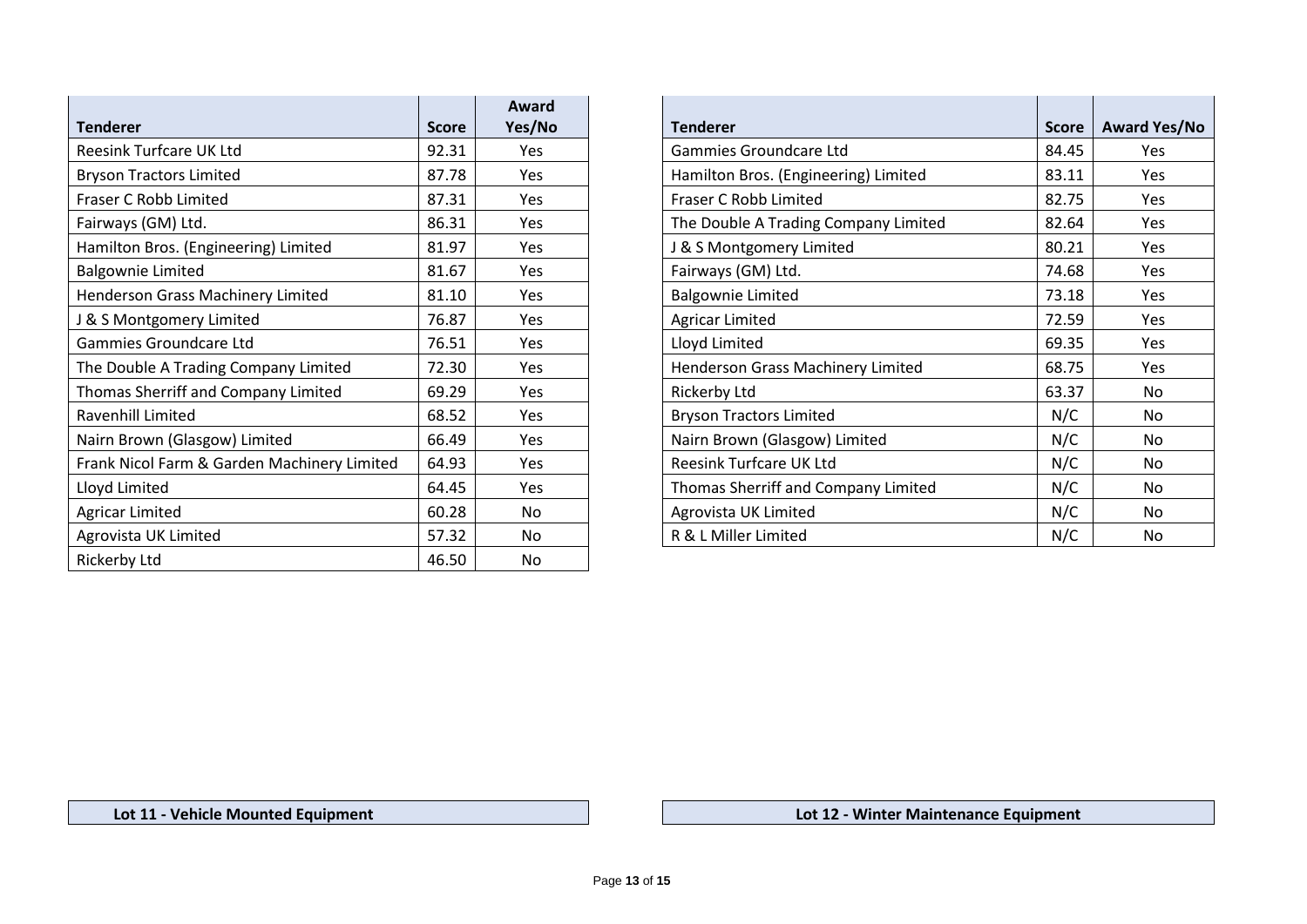| Tenderer | Score | Award Yes/No |
|---|---|---|
| Reesink Turfcare UK Ltd | 92.31 | Yes |
| Bryson Tractors Limited | 87.78 | Yes |
| Fraser C Robb Limited | 87.31 | Yes |
| Fairways (GM) Ltd. | 86.31 | Yes |
| Hamilton Bros. (Engineering) Limited | 81.97 | Yes |
| Balgownie Limited | 81.67 | Yes |
| Henderson Grass Machinery Limited | 81.10 | Yes |
| J & S Montgomery Limited | 76.87 | Yes |
| Gammies Groundcare Ltd | 76.51 | Yes |
| The Double A Trading Company Limited | 72.30 | Yes |
| Thomas Sherriff and Company Limited | 69.29 | Yes |
| Ravenhill Limited | 68.52 | Yes |
| Nairn Brown (Glasgow) Limited | 66.49 | Yes |
| Frank Nicol Farm & Garden Machinery Limited | 64.93 | Yes |
| Lloyd Limited | 64.45 | Yes |
| Agricar Limited | 60.28 | No |
| Agrovista UK Limited | 57.32 | No |
| Rickerby Ltd | 46.50 | No |

| Tenderer | Score | Award Yes/No |
|---|---|---|
| Gammies Groundcare Ltd | 84.45 | Yes |
| Hamilton Bros. (Engineering) Limited | 83.11 | Yes |
| Fraser C Robb Limited | 82.75 | Yes |
| The Double A Trading Company Limited | 82.64 | Yes |
| J & S Montgomery Limited | 80.21 | Yes |
| Fairways (GM) Ltd. | 74.68 | Yes |
| Balgownie Limited | 73.18 | Yes |
| Agricar Limited | 72.59 | Yes |
| Lloyd Limited | 69.35 | Yes |
| Henderson Grass Machinery Limited | 68.75 | Yes |
| Rickerby Ltd | 63.37 | No |
| Bryson Tractors Limited | N/C | No |
| Nairn Brown (Glasgow) Limited | N/C | No |
| Reesink Turfcare UK Ltd | N/C | No |
| Thomas Sherriff and Company Limited | N/C | No |
| Agrovista UK Limited | N/C | No |
| R & L Miller Limited | N/C | No |

**Lot 11 - Vehicle Mounted Equipment**

**Lot 12 - Winter Maintenance Equipment**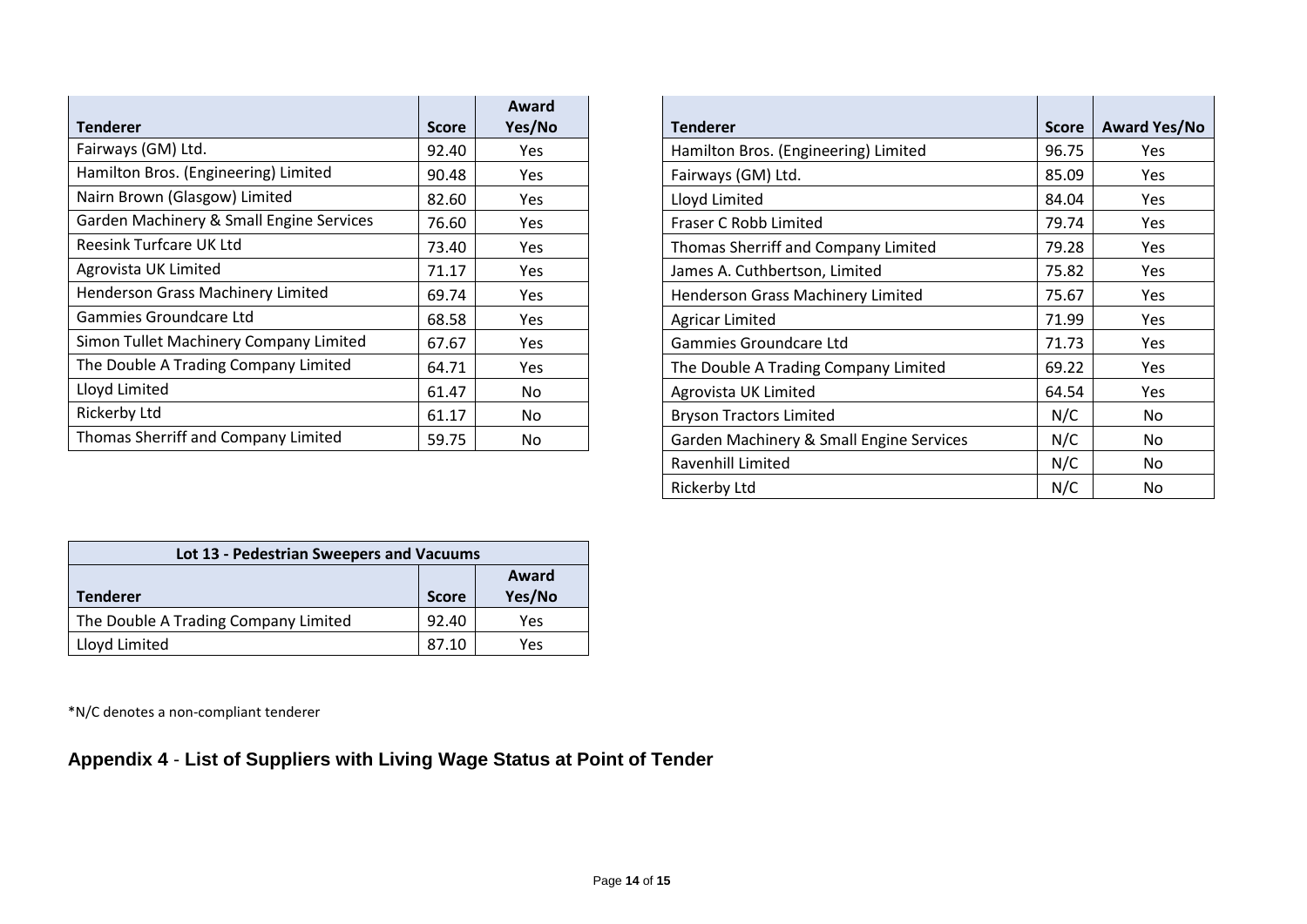| Tenderer | Score | Award Yes/No |
|---|---|---|
| Fairways (GM) Ltd. | 92.40 | Yes |
| Hamilton Bros. (Engineering) Limited | 90.48 | Yes |
| Nairn Brown (Glasgow) Limited | 82.60 | Yes |
| Garden Machinery & Small Engine Services | 76.60 | Yes |
| Reesink Turfcare UK Ltd | 73.40 | Yes |
| Agrovista UK Limited | 71.17 | Yes |
| Henderson Grass Machinery Limited | 69.74 | Yes |
| Gammies Groundcare Ltd | 68.58 | Yes |
| Simon Tullet Machinery Company Limited | 67.67 | Yes |
| The Double A Trading Company Limited | 64.71 | Yes |
| Lloyd Limited | 61.47 | No |
| Rickerby Ltd | 61.17 | No |
| Thomas Sherriff and Company Limited | 59.75 | No |

| Tenderer | Score | Award Yes/No |
|---|---|---|
| Hamilton Bros. (Engineering) Limited | 96.75 | Yes |
| Fairways (GM) Ltd. | 85.09 | Yes |
| Lloyd Limited | 84.04 | Yes |
| Fraser C Robb Limited | 79.74 | Yes |
| Thomas Sherriff and Company Limited | 79.28 | Yes |
| James A. Cuthbertson, Limited | 75.82 | Yes |
| Henderson Grass Machinery Limited | 75.67 | Yes |
| Agricar Limited | 71.99 | Yes |
| Gammies Groundcare Ltd | 71.73 | Yes |
| The Double A Trading Company Limited | 69.22 | Yes |
| Agrovista UK Limited | 64.54 | Yes |
| Bryson Tractors Limited | N/C | No |
| Garden Machinery & Small Engine Services | N/C | No |
| Ravenhill Limited | N/C | No |
| Rickerby Ltd | N/C | No |

| Lot 13 - Pedestrian Sweepers and Vacuums | | |
|---|---|---|
| Tenderer | Score | Award Yes/No |
| The Double A Trading Company Limited | 92.40 | Yes |
| Lloyd Limited | 87.10 | Yes |

*N/C denotes a non-compliant tenderer

## Appendix 4 - List of Suppliers with Living Wage Status at Point of Tender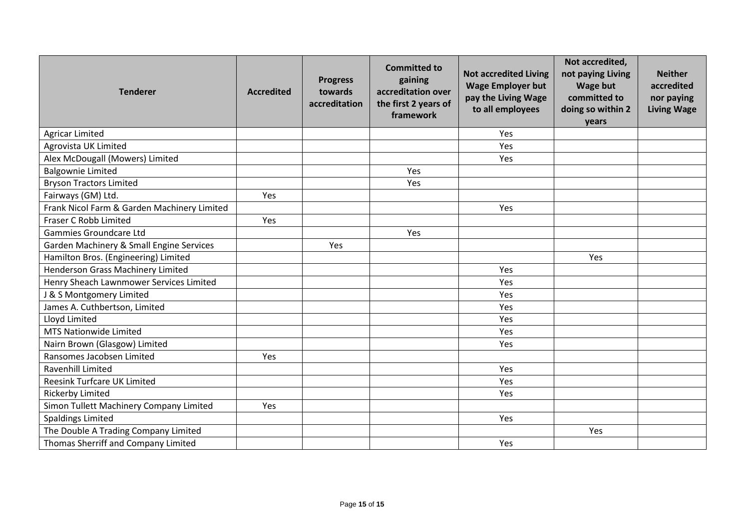| Tenderer | Accredited | Progress towards accreditation | Committed to gaining accreditation over the first 2 years of framework | Not accredited Living Wage Employer but pay the Living Wage to all employees | Not accredited, not paying Living Wage but committed to doing so within 2 years | Neither accredited nor paying Living Wage |
|---|---|---|---|---|---|---|
| Agricar Limited | | | | Yes | | |
| Agrovista UK Limited | | | | Yes | | |
| Alex McDougall (Mowers) Limited | | | | Yes | | |
| Balgownie Limited | | | Yes | | | |
| Bryson Tractors Limited | | | Yes | | | |
| Fairways (GM) Ltd. | Yes | | | | | |
| Frank Nicol Farm & Garden Machinery Limited | | | | Yes | | |
| Fraser C Robb Limited | Yes | | | | | |
| Gammies Groundcare Ltd | | | Yes | | | |
| Garden Machinery & Small Engine Services | | Yes | | | | |
| Hamilton Bros. (Engineering) Limited | | | | | Yes | |
| Henderson Grass Machinery Limited | | | | Yes | | |
| Henry Sheach Lawnmower Services Limited | | | | Yes | | |
| J & S Montgomery Limited | | | | Yes | | |
| James A. Cuthbertson, Limited | | | | Yes | | |
| Lloyd Limited | | | | Yes | | |
| MTS Nationwide Limited | | | | Yes | | |
| Nairn Brown (Glasgow) Limited | | | | Yes | | |
| Ransomes Jacobsen Limited | Yes | | | | | |
| Ravenhill Limited | | | | Yes | | |
| Reesink Turfcare UK Limited | | | | Yes | | |
| Rickerby Limited | | | | Yes | | |
| Simon Tullett Machinery Company Limited | Yes | | | | | |
| Spaldings Limited | | | | Yes | | |
| The Double A Trading Company Limited | | | | | Yes | |
| Thomas Sherriff and Company Limited | | | | Yes | | |